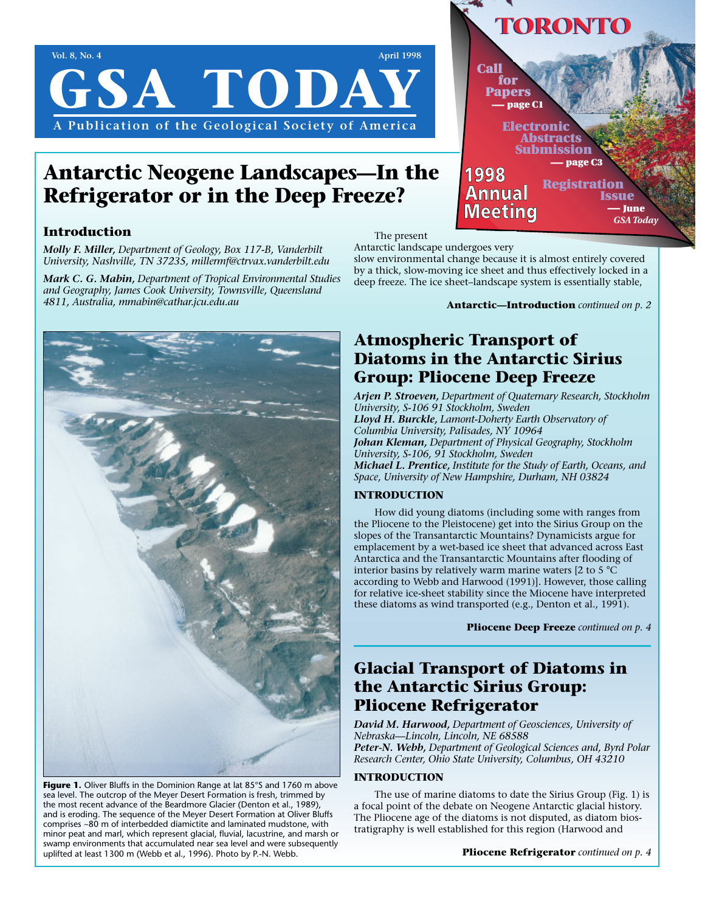# GSA TODAY

Vol. 8, No. 4 — April 1998

A Publication of the Geological Society of America

**TORONTO**

**Call for Papers** — page C1

**Electronic Abstracts Submission** — page C3

**1998 Annual Meeting**

**Registration Issue** — June *GSA Today*

# Antarctic Neogene Landscapes—In the Refrigerator or in the Deep Freeze?

## Introduction

***Molly F. Miller,*** *Department of Geology, Box 117-B, Vanderbilt University, Nashville, TN 37235, millermf@ctrvax.vanderbilt.edu*

***Mark C. G. Mabin,*** *Department of Tropical Environmental Studies and Geography, James Cook University, Townsville, Queensland 4811, Australia, mmabin@cathar.jcu.edu.au*

The present Antarctic landscape undergoes very slow environmental change because it is almost entirely covered by a thick, slow-moving ice sheet and thus effectively locked in a deep freeze. The ice sheet–landscape system is essentially stable,

**Antarctic—Introduction** *continued on p. 2*

**Figure 1.** Oliver Bluffs in the Dominion Range at lat 85°S and 1760 m above sea level. The outcrop of the Meyer Desert Formation is fresh, trimmed by the most recent advance of the Beardmore Glacier (Denton et al., 1989), and is eroding. The sequence of the Meyer Desert Formation at Oliver Bluffs comprises ~80 m of interbedded diamictite and laminated mudstone, with minor peat and marl, which represent glacial, fluvial, lacustrine, and marsh or swamp environments that accumulated near sea level and were subsequently uplifted at least 1300 m (Webb et al., 1996). Photo by P.-N. Webb.

## Atmospheric Transport of Diatoms in the Antarctic Sirius Group: Pliocene Deep Freeze

***Arjen P. Stroeven,*** *Department of Quaternary Research, Stockholm University, S-106 91 Stockholm, Sweden*
***Lloyd H. Burckle,*** *Lamont-Doherty Earth Observatory of Columbia University, Palisades, NY 10964*
***Johan Kleman,*** *Department of Physical Geography, Stockholm University, S-106, 91 Stockholm, Sweden*
***Michael L. Prentice,*** *Institute for the Study of Earth, Oceans, and Space, University of New Hampshire, Durham, NH 03824*

### INTRODUCTION

How did young diatoms (including some with ranges from the Pliocene to the Pleistocene) get into the Sirius Group on the slopes of the Transantarctic Mountains? Dynamicists argue for emplacement by a wet-based ice sheet that advanced across East Antarctica and the Transantarctic Mountains after flooding of interior basins by relatively warm marine waters [2 to 5 °C according to Webb and Harwood (1991)]. However, those calling for relative ice-sheet stability since the Miocene have interpreted these diatoms as wind transported (e.g., Denton et al., 1991).

**Pliocene Deep Freeze** *continued on p. 4*

## Glacial Transport of Diatoms in the Antarctic Sirius Group: Pliocene Refrigerator

***David M. Harwood,*** *Department of Geosciences, University of Nebraska—Lincoln, Lincoln, NE 68588*
***Peter-N. Webb,*** *Department of Geological Sciences and, Byrd Polar Research Center, Ohio State University, Columbus, OH 43210*

### INTRODUCTION

The use of marine diatoms to date the Sirius Group (Fig. 1) is a focal point of the debate on Neogene Antarctic glacial history. The Pliocene age of the diatoms is not disputed, as diatom biostratigraphy is well established for this region (Harwood and

**Pliocene Refrigerator** *continued on p. 4*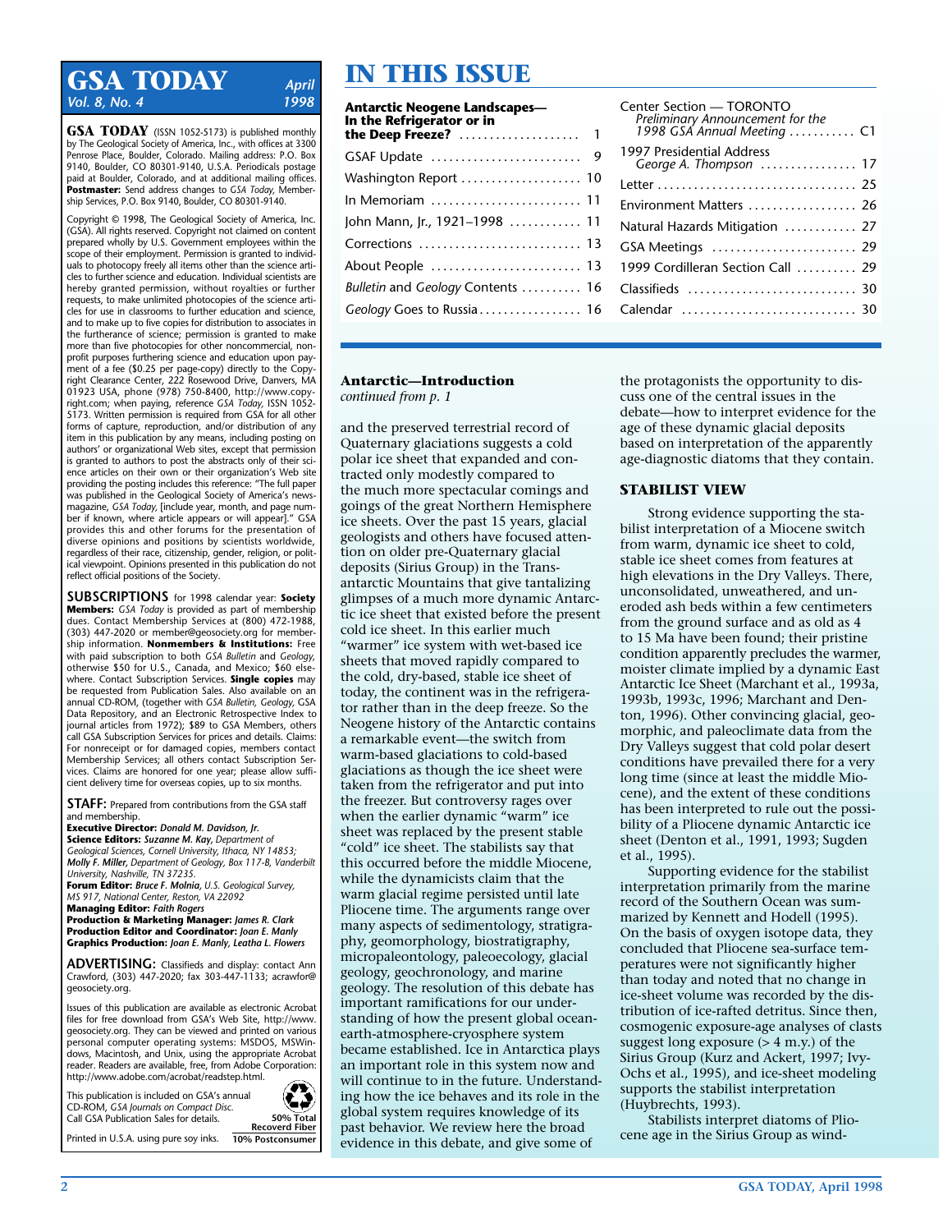# GSA TODAY

*Vol. 8, No. 4* — *April 1998*

**GSA TODAY** (ISSN 1052-5173) is published monthly by The Geological Society of America, Inc., with offices at 3300 Penrose Place, Boulder, Colorado. Mailing address: P.O. Box 9140, Boulder, CO 80301-9140, U.S.A. Periodicals postage paid at Boulder, Colorado, and at additional mailing offices. **Postmaster:** Send address changes to *GSA Today,* Membership Services, P.O. Box 9140, Boulder, CO 80301-9140.

Copyright © 1998, The Geological Society of America, Inc. (GSA). All rights reserved. Copyright not claimed on content prepared wholly by U.S. Government employees within the scope of their employment. Permission is granted to individuals to photocopy freely all items other than the science articles to further science and education. Individual scientists are hereby granted permission, without royalties or further requests, to make unlimited photocopies of the science articles for use in classrooms to further education and science, and to make up to five copies for distribution to associates in the furtherance of science; permission is granted to make more than five photocopies for other noncommercial, nonprofit purposes furthering science and education upon payment of a fee ($0.25 per page-copy) directly to the Copyright Clearance Center, 222 Rosewood Drive, Danvers, MA 01923 USA, phone (978) 750-8400, http://www.copyright.com; when paying, reference *GSA Today,* ISSN 1052-5173. Written permission is required from GSA for all other forms of capture, reproduction, and/or distribution of any item in this publication by any means, including posting on authors' or organizational Web sites, except that permission is granted to authors to post the abstracts only of their science articles on their own or their organization's Web site providing the posting includes this reference: "The full paper was published in the Geological Society of America's newsmagazine, *GSA Today,* [include year, month, and page number if known, where article appears or will appear]." GSA provides this and other forums for the presentation of diverse opinions and positions by scientists worldwide, regardless of their race, citizenship, gender, religion, or political viewpoint. Opinions presented in this publication do not reflect official positions of the Society.

**SUBSCRIPTIONS** for 1998 calendar year: **Society Members:** *GSA Today* is provided as part of membership dues. Contact Membership Services at (800) 472-1988, (303) 447-2020 or member@geosociety.org for membership information. **Nonmembers & Institutions:** Free with paid subscription to both *GSA Bulletin* and *Geology,* otherwise $50 for U.S., Canada, and Mexico; $60 elsewhere. Contact Subscription Services. **Single copies** may be requested from Publication Sales. Also available on an annual CD-ROM, (together with *GSA Bulletin, Geology,* GSA Data Repository, and an Electronic Retrospective Index to journal articles from 1972); $89 to GSA Members, others call GSA Subscription Services for prices and details. Claims: For nonreceipt or for damaged copies, members contact Membership Services; all others contact Subscription Services. Claims are honored for one year; please allow sufficient delivery time for overseas copies, up to six months.

**STAFF:** Prepared from contributions from the GSA staff and membership.
**Executive Director:** ***Donald M. Davidson, Jr.***
**Science Editors:** ***Suzanne M. Kay,*** *Department of Geological Sciences, Cornell University, Ithaca, NY 14853;* ***Molly F. Miller,*** *Department of Geology, Box 117-B, Vanderbilt University, Nashville, TN 37235.*
**Forum Editor:** ***Bruce F. Molnia,*** *U.S. Geological Survey, MS 917, National Center, Reston, VA 22092*
**Managing Editor:** ***Faith Rogers***
**Production & Marketing Manager:** ***James R. Clark***
**Production Editor and Coordinator:** ***Joan E. Manly***
**Graphics Production:** ***Joan E. Manly, Leatha L. Flowers***

**ADVERTISING:** Classifieds and display: contact Ann Crawford, (303) 447-2020; fax 303-447-1133; acrawfor@geosociety.org.

Issues of this publication are available as electronic Acrobat files for free download from GSA's Web Site, http://www.geosociety.org. They can be viewed and printed on various personal computer operating systems: MSDOS, MSWindows, Macintosh, and Unix, using the appropriate Acrobat reader. Readers are available, free, from Adobe Corporation: http://www.adobe.com/acrobat/readstep.html.

This publication is included on GSA's annual CD-ROM, *GSA Journals on Compact Disc.* Call GSA Publication Sales for details.

Printed in U.S.A. using pure soy inks.

50% Total Recoverd Fiber
10% Postconsumer

# IN THIS ISSUE

| | |
|---|---|
| **Antarctic Neogene Landscapes—In the Refrigerator or in the Deep Freeze?** | 1 |
| GSAF Update | 9 |
| Washington Report | 10 |
| In Memoriam | 11 |
| John Mann, Jr., 1921–1998 | 11 |
| Corrections | 13 |
| About People | 13 |
| *Bulletin* and *Geology* Contents | 16 |
| *Geology* Goes to Russia | 16 |
| Center Section — TORONTO *Preliminary Announcement for the 1998 GSA Annual Meeting* | C1 |
| 1997 Presidential Address *George A. Thompson* | 17 |
| Letter | 25 |
| Environment Matters | 26 |
| Natural Hazards Mitigation | 27 |
| GSA Meetings | 29 |
| 1999 Cordilleran Section Call | 29 |
| Classifieds | 30 |
| Calendar | 30 |

## Antarctic—Introduction
*continued from p. 1*

and the preserved terrestrial record of Quaternary glaciations suggests a cold polar ice sheet that expanded and contracted only modestly compared to the much more spectacular comings and goings of the great Northern Hemisphere ice sheets. Over the past 15 years, glacial geologists and others have focused attention on older pre-Quaternary glacial deposits (Sirius Group) in the Transantarctic Mountains that give tantalizing glimpses of a much more dynamic Antarctic ice sheet that existed before the present cold ice sheet. In this earlier much "warmer" ice system with wet-based ice sheets that moved rapidly compared to the cold, dry-based, stable ice sheet of today, the continent was in the refrigerator rather than in the deep freeze. So the Neogene history of the Antarctic contains a remarkable event—the switch from warm-based glaciations to cold-based glaciations as though the ice sheet were taken from the refrigerator and put into the freezer. But controversy rages over when the earlier dynamic "warm" ice sheet was replaced by the present stable "cold" ice sheet. The stabilists say that this occurred before the middle Miocene, while the dynamicists claim that the warm glacial regime persisted until late Pliocene time. The arguments range over many aspects of sedimentology, stratigraphy, geomorphology, biostratigraphy, micropaleontology, paleoecology, glacial geology, geochronology, and marine geology. The resolution of this debate has important ramifications for our understanding of how the present global ocean-earth-atmosphere-cryosphere system became established. Ice in Antarctica plays an important role in this system now and will continue to in the future. Understanding how the ice behaves and its role in the global system requires knowledge of its past behavior. We review here the broad evidence in this debate, and give some of the protagonists the opportunity to discuss one of the central issues in the debate—how to interpret evidence for the age of these dynamic glacial deposits based on interpretation of the apparently age-diagnostic diatoms that they contain.

## STABILIST VIEW

Strong evidence supporting the stabilist interpretation of a Miocene switch from warm, dynamic ice sheet to cold, stable ice sheet comes from features at high elevations in the Dry Valleys. There, unconsolidated, unweathered, and uneroded ash beds within a few centimeters from the ground surface and as old as 4 to 15 Ma have been found; their pristine condition apparently precludes the warmer, moister climate implied by a dynamic East Antarctic Ice Sheet (Marchant et al., 1993a, 1993b, 1993c, 1996; Marchant and Denton, 1996). Other convincing glacial, geomorphic, and paleoclimate data from the Dry Valleys suggest that cold polar desert conditions have prevailed there for a very long time (since at least the middle Miocene), and the extent of these conditions has been interpreted to rule out the possibility of a Pliocene dynamic Antarctic ice sheet (Denton et al., 1991, 1993; Sugden et al., 1995).

Supporting evidence for the stabilist interpretation primarily from the marine record of the Southern Ocean was summarized by Kennett and Hodell (1995). On the basis of oxygen isotope data, they concluded that Pliocene sea-surface temperatures were not significantly higher than today and noted that no change in ice-sheet volume was recorded by the distribution of ice-rafted detritus. Since then, cosmogenic exposure-age analyses of clasts suggest long exposure (> 4 m.y.) of the Sirius Group (Kurz and Ackert, 1997; Ivy-Ochs et al., 1995), and ice-sheet modeling supports the stabilist interpretation (Huybrechts, 1993).

Stabilists interpret diatoms of Pliocene age in the Sirius Group as wind-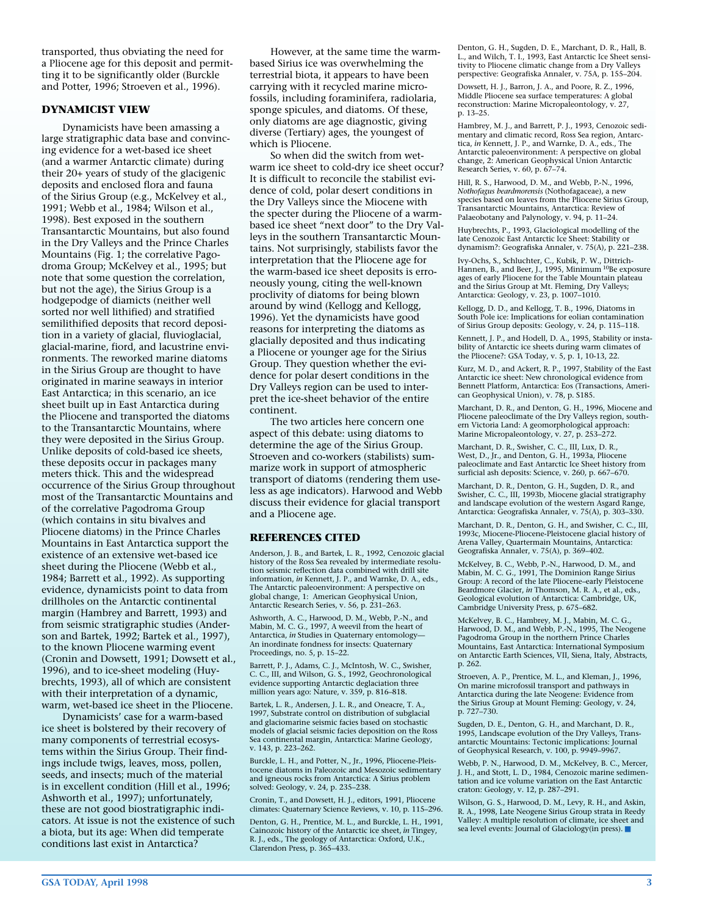transported, thus obviating the need for a Pliocene age for this deposit and permitting it to be significantly older (Burckle and Potter, 1996; Stroeven et al., 1996).

## DYNAMICIST VIEW

Dynamicists have been amassing a large stratigraphic data base and convincing evidence for a wet-based ice sheet (and a warmer Antarctic climate) during their 20+ years of study of the glacigenic deposits and enclosed flora and fauna of the Sirius Group (e.g., McKelvey et al., 1991; Webb et al., 1984; Wilson et al., 1998). Best exposed in the southern Transantarctic Mountains, but also found in the Dry Valleys and the Prince Charles Mountains (Fig. 1; the correlative Pagodroma Group; McKelvey et al., 1995; but note that some question the correlation, but not the age), the Sirius Group is a hodgepodge of diamicts (neither well sorted nor well lithified) and stratified semilithified deposits that record deposition in a variety of glacial, fluvioglacial, glacial-marine, fiord, and lacustrine environments. The reworked marine diatoms in the Sirius Group are thought to have originated in marine seaways in interior East Antarctica; in this scenario, an ice sheet built up in East Antarctica during the Pliocene and transported the diatoms to the Transantarctic Mountains, where they were deposited in the Sirius Group. Unlike deposits of cold-based ice sheets, these deposits occur in packages many meters thick. This and the widespread occurrence of the Sirius Group throughout most of the Transantarctic Mountains and of the correlative Pagodroma Group (which contains in situ bivalves and Pliocene diatoms) in the Prince Charles Mountains in East Antarctica support the existence of an extensive wet-based ice sheet during the Pliocene (Webb et al., 1984; Barrett et al., 1992). As supporting evidence, dynamicists point to data from drillholes on the Antarctic continental margin (Hambrey and Barrett, 1993) and from seismic stratigraphic studies (Anderson and Bartek, 1992; Bartek et al., 1997), to the known Pliocene warming event (Cronin and Dowsett, 1991; Dowsett et al., 1996), and to ice-sheet modeling (Huybrechts, 1993), all of which are consistent with their interpretation of a dynamic, warm, wet-based ice sheet in the Pliocene.

Dynamicists' case for a warm-based ice sheet is bolstered by their recovery of many components of terrestrial ecosystems within the Sirius Group. Their findings include twigs, leaves, moss, pollen, seeds, and insects; much of the material is in excellent condition (Hill et al., 1996; Ashworth et al., 1997); unfortunately, these are not good biostratigraphic indicators. At issue is not the existence of such a biota, but its age: When did temperate conditions last exist in Antarctica?

However, at the same time the warm-based Sirius ice was overwhelming the terrestrial biota, it appears to have been carrying with it recycled marine microfossils, including foraminifera, radiolaria, sponge spicules, and diatoms. Of these, only diatoms are age diagnostic, giving diverse (Tertiary) ages, the youngest of which is Pliocene.

So when did the switch from wet-warm ice sheet to cold-dry ice sheet occur? It is difficult to reconcile the stabilist evidence of cold, polar desert conditions in the Dry Valleys since the Miocene with the specter during the Pliocene of a warm-based ice sheet "next door" to the Dry Valleys in the southern Transantarctic Mountains. Not surprisingly, stabilists favor the interpretation that the Pliocene age for the warm-based ice sheet deposits is erroneously young, citing the well-known proclivity of diatoms for being blown around by wind (Kellogg and Kellogg, 1996). Yet the dynamicists have good reasons for interpreting the diatoms as glacially deposited and thus indicating a Pliocene or younger age for the Sirius Group. They question whether the evidence for polar desert conditions in the Dry Valleys region can be used to interpret the ice-sheet behavior of the entire continent.

The two articles here concern one aspect of this debate: using diatoms to determine the age of the Sirius Group. Stroeven and co-workers (stabilists) summarize work in support of atmospheric transport of diatoms (rendering them useless as age indicators). Harwood and Webb discuss their evidence for glacial transport and a Pliocene age.

## REFERENCES CITED

Anderson, J. B., and Bartek, L. R., 1992, Cenozoic glacial history of the Ross Sea revealed by intermediate resolution seismic reflection data combined with drill site information, *in* Kennett, J. P., and Warnke, D. A., eds., The Antarctic paleoenvironment: A perspective on global change, 1: American Geophysical Union, Antarctic Research Series, v. 56, p. 231–263.

Ashworth, A. C., Harwood, D. M., Webb, P.-N., and Mabin, M. C. G., 1997, A weevil from the heart of Antarctica, *in* Studies in Quaternary entomology—An inordinate fondness for insects: Quaternary Proceedings, no. 5, p. 15–22.

Barrett, P. J., Adams, C. J., McIntosh, W. C., Swisher, C. C., III, and Wilson, G. S., 1992, Geochronological evidence supporting Antarctic deglaciation three million years ago: Nature, v. 359, p. 816–818.

Bartek, L. R., Andersen, J. L. R., and Oneacre, T. A., 1997, Substrate control on distribution of subglacial and glaciomarine seismic facies based on stochastic models of glacial seismic facies deposition on the Ross Sea continental margin, Antarctica: Marine Geology, v. 143, p. 223–262.

Burckle, L. H., and Potter, N., Jr., 1996, Pliocene-Pleistocene diatoms in Paleozoic and Mesozoic sedimentary and igneous rocks from Antarctica: A Sirius problem solved: Geology, v. 24, p. 235–238.

Cronin, T., and Dowsett, H. J., editors, 1991, Pliocene climates: Quaternary Science Reviews, v. 10, p. 115–296.

Denton, G. H., Prentice, M. L., and Burckle, L. H., 1991, Cainozoic history of the Antarctic ice sheet, *in* Tingey, R. J., eds., The geology of Antarctica: Oxford, U.K., Clarendon Press, p. 365–433.

Denton, G. H., Sugden, D. E., Marchant, D. R., Hall, B. L., and Wilch, T. I., 1993, East Antarctic Ice Sheet sensitivity to Pliocene climatic change from a Dry Valleys perspective: Geografiska Annaler, v. 75A, p. 155–204.

Dowsett, H. J., Barron, J. A., and Poore, R. Z., 1996, Middle Pliocene sea surface temperatures: A global reconstruction: Marine Micropaleontology, v. 27, p. 13–25.

Hambrey, M. J., and Barrett, P. J., 1993, Cenozoic sedimentary and climatic record, Ross Sea region, Antarctica, *in* Kennett, J. P., and Warnke, D. A., eds., The Antarctic paleoenvironment: A perspective on global change, 2: American Geophysical Union Antarctic Research Series, v. 60, p. 67–74.

Hill, R. S., Harwood, D. M., and Webb, P.-N., 1996, *Nothofagus beardmorensis* (Nothofagaceae), a new species based on leaves from the Pliocene Sirius Group, Transantarctic Mountains, Antarctica: Review of Palaeobotany and Palynology, v. 94, p. 11–24.

Huybrechts, P., 1993, Glaciological modelling of the late Cenozoic East Antarctic Ice Sheet: Stability or dynamism?: Geografiska Annaler, v. 75(A), p. 221–238.

Ivy-Ochs, S., Schluchter, C., Kubik, P. W., Dittrich-Hannen, B., and Beer, J., 1995, Minimum $^{10}$Be exposure ages of early Pliocene for the Table Mountain plateau and the Sirius Group at Mt. Fleming, Dry Valleys; Antarctica: Geology, v. 23, p. 1007–1010.

Kellogg, D. D., and Kellogg, T. B., 1996, Diatoms in South Pole ice: Implications for eolian contamination of Sirius Group deposits: Geology, v. 24, p. 115–118.

Kennett, J. P., and Hodell, D. A., 1995, Stability or instability of Antarctic ice sheets during warm climates of the Pliocene?: GSA Today, v. 5, p. 1, 10-13, 22.

Kurz, M. D., and Ackert, R. P., 1997, Stability of the East Antarctic ice sheet: New chronological evidence from Bennett Platform, Antarctica: Eos (Transactions, American Geophysical Union), v. 78, p. S185.

Marchant, D. R., and Denton, G. H., 1996, Miocene and Pliocene paleoclimate of the Dry Valleys region, southern Victoria Land: A geomorphological approach: Marine Micropaleontology, v. 27, p. 253–272.

Marchant, D. R., Swisher, C. C., III, Lux, D. R., West, D., Jr., and Denton, G. H., 1993a, Pliocene paleoclimate and East Antarctic Ice Sheet history from surficial ash deposits: Science, v. 260, p. 667–670.

Marchant, D. R., Denton, G. H., Sugden, D. R., and Swisher, C. C., III, 1993b, Miocene glacial stratigraphy and landscape evolution of the western Asgard Range, Antarctica: Geografiska Annaler, v. 75(A), p. 303–330.

Marchant, D. R., Denton, G. H., and Swisher, C. C., III, 1993c, Miocene-Pliocene-Pleistocene glacial history of Arena Valley, Quartermain Mountains, Antarctica: Geografiska Annaler, v. 75(A), p. 369–402.

McKelvey, B. C., Webb, P.-N., Harwood, D. M., and Mabin, M. C. G., 1991, The Dominion Range Sirius Group: A record of the late Pliocene–early Pleistocene Beardmore Glacier, *in* Thomson, M. R. A., et al., eds., Geological evolution of Antarctica: Cambridge, UK, Cambridge University Press, p. 675–682.

McKelvey, B. C., Hambrey, M. J., Mabin, M. C. G., Harwood, D. M., and Webb, P.-N., 1995, The Neogene Pagodroma Group in the northern Prince Charles Mountains, East Antarctica: International Symposium on Antarctic Earth Sciences, VII, Siena, Italy, Abstracts, p. 262.

Stroeven, A. P., Prentice, M. L., and Kleman, J., 1996, On marine microfossil transport and pathways in Antarctica during the late Neogene: Evidence from the Sirius Group at Mount Fleming: Geology, v. 24, p. 727–730.

Sugden, D. E., Denton, G. H., and Marchant, D. R., 1995, Landscape evolution of the Dry Valleys, Transantarctic Mountains: Tectonic implications: Journal of Geophysical Research, v. 100, p. 9949–9967.

Webb, P. N., Harwood, D. M., McKelvey, B. C., Mercer, J. H., and Stott, L. D., 1984, Cenozoic marine sedimentation and ice volume variation on the East Antarctic craton: Geology, v. 12, p. 287–291.

Wilson, G. S., Harwood, D. M., Levy, R. H., and Askin, R. A., 1998, Late Neogene Sirius Group strata in Reedy Valley: A multiple resolution of climate, ice sheet and sea level events: Journal of Glaciology(in press). ■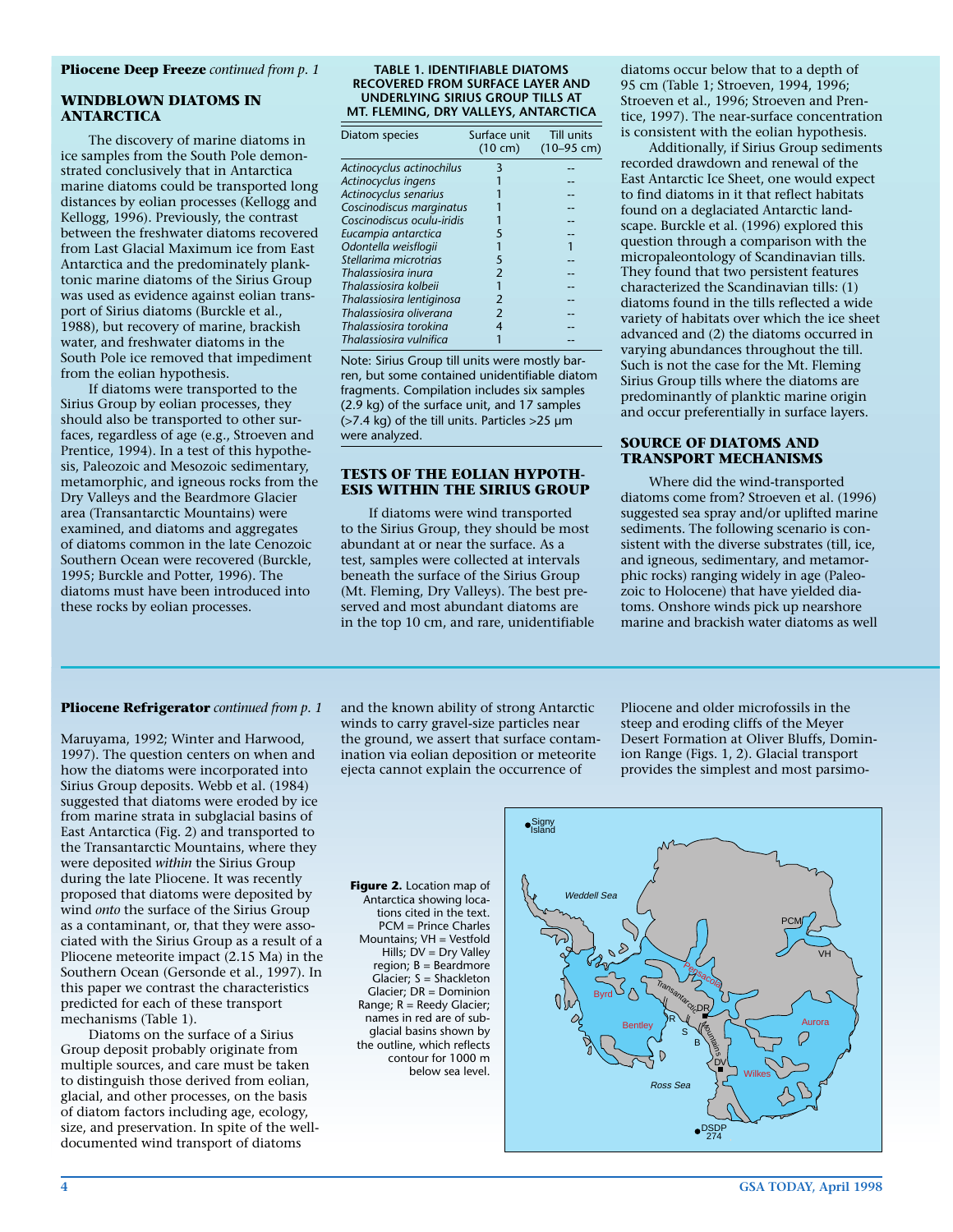**Pliocene Deep Freeze** *continued from p. 1*

## WINDBLOWN DIATOMS IN ANTARCTICA

The discovery of marine diatoms in ice samples from the South Pole demonstrated conclusively that in Antarctica marine diatoms could be transported long distances by eolian processes (Kellogg and Kellogg, 1996). Previously, the contrast between the freshwater diatoms recovered from Last Glacial Maximum ice from East Antarctica and the predominately planktonic marine diatoms of the Sirius Group was used as evidence against eolian transport of Sirius diatoms (Burckle et al., 1988), but recovery of marine, brackish water, and freshwater diatoms in the South Pole ice removed that impediment from the eolian hypothesis.

If diatoms were transported to the Sirius Group by eolian processes, they should also be transported to other surfaces, regardless of age (e.g., Stroeven and Prentice, 1994). In a test of this hypothesis, Paleozoic and Mesozoic sedimentary, metamorphic, and igneous rocks from the Dry Valleys and the Beardmore Glacier area (Transantarctic Mountains) were examined, and diatoms and aggregates of diatoms common in the late Cenozoic Southern Ocean were recovered (Burckle, 1995; Burckle and Potter, 1996). The diatoms must have been introduced into these rocks by eolian processes.

**TABLE 1. IDENTIFIABLE DIATOMS RECOVERED FROM SURFACE LAYER AND UNDERLYING SIRIUS GROUP TILLS AT MT. FLEMING, DRY VALLEYS, ANTARCTICA**

| Diatom species | Surface unit (10 cm) | Till units (10–95 cm) |
|---|---|---|
| *Actinocyclus actinochilus* | 3 | -- |
| *Actinocyclus ingens* | 1 | -- |
| *Actinocyclus senarius* | 1 | -- |
| *Coscinodiscus marginatus* | 1 | -- |
| *Coscinodiscus oculu-iridis* | 1 | -- |
| *Eucampia antarctica* | 5 | -- |
| *Odontella weisflogii* | 1 | 1 |
| *Stellarima microtrias* | 5 | -- |
| *Thalassiosira inura* | 2 | -- |
| *Thalassiosira kolbeii* | 1 | -- |
| *Thalassiosira lentiginosa* | 2 | -- |
| *Thalassiosira oliverana* | 2 | -- |
| *Thalassiosira torokina* | 4 | -- |
| *Thalassiosira vulnifica* | 1 | -- |

Note: Sirius Group till units were mostly barren, but some contained unidentifiable diatom fragments. Compilation includes six samples (2.9 kg) of the surface unit, and 17 samples (>7.4 kg) of the till units. Particles >25 µm were analyzed.

## TESTS OF THE EOLIAN HYPOTHESIS WITHIN THE SIRIUS GROUP

If diatoms were wind transported to the Sirius Group, they should be most abundant at or near the surface. As a test, samples were collected at intervals beneath the surface of the Sirius Group (Mt. Fleming, Dry Valleys). The best preserved and most abundant diatoms are in the top 10 cm, and rare, unidentifiable diatoms occur below that to a depth of 95 cm (Table 1; Stroeven, 1994, 1996; Stroeven et al., 1996; Stroeven and Prentice, 1997). The near-surface concentration is consistent with the eolian hypothesis.

Additionally, if Sirius Group sediments recorded drawdown and renewal of the East Antarctic Ice Sheet, one would expect to find diatoms in it that reflect habitats found on a deglaciated Antarctic landscape. Burckle et al. (1996) explored this question through a comparison with the micropaleontology of Scandinavian tills. They found that two persistent features characterized the Scandinavian tills: (1) diatoms found in the tills reflected a wide variety of habitats over which the ice sheet advanced and (2) the diatoms occurred in varying abundances throughout the till. Such is not the case for the Mt. Fleming Sirius Group tills where the diatoms are predominantly of planktic marine origin and occur preferentially in surface layers.

## SOURCE OF DIATOMS AND TRANSPORT MECHANISMS

Where did the wind-transported diatoms come from? Stroeven et al. (1996) suggested sea spray and/or uplifted marine sediments. The following scenario is consistent with the diverse substrates (till, ice, and igneous, sedimentary, and metamorphic rocks) ranging widely in age (Paleozoic to Holocene) that have yielded diatoms. Onshore winds pick up nearshore marine and brackish water diatoms as well

---

**Pliocene Refrigerator** *continued from p. 1*

Maruyama, 1992; Winter and Harwood, 1997). The question centers on when and how the diatoms were incorporated into Sirius Group deposits. Webb et al. (1984) suggested that diatoms were eroded by ice from marine strata in subglacial basins of East Antarctica (Fig. 2) and transported to the Transantarctic Mountains, where they were deposited *within* the Sirius Group during the late Pliocene. It was recently proposed that diatoms were deposited by wind *onto* the surface of the Sirius Group as a contaminant, or, that they were associated with the Sirius Group as a result of a Pliocene meteorite impact (2.15 Ma) in the Southern Ocean (Gersonde et al., 1997). In this paper we contrast the characteristics predicted for each of these transport mechanisms (Table 1).

Diatoms on the surface of a Sirius Group deposit probably originate from multiple sources, and care must be taken to distinguish those derived from eolian, glacial, and other processes, on the basis of diatom factors including age, ecology, size, and preservation. In spite of the well-documented wind transport of diatoms and the known ability of strong Antarctic winds to carry gravel-size particles near the ground, we assert that surface contamination via eolian deposition or meteorite ejecta cannot explain the occurrence of Pliocene and older microfossils in the steep and eroding cliffs of the Meyer Desert Formation at Oliver Bluffs, Dominion Range (Figs. 1, 2). Glacial transport provides the simplest and most parsimo-

**Figure 2.** Location map of Antarctica showing locations cited in the text. PCM = Prince Charles Mountains; VH = Vestfold Hills; DV = Dry Valley region; B = Beardmore Glacier; S = Shackleton Glacier; DR = Dominion Range; R = Reedy Glacier; names in red are of subglacial basins shown by the outline, which reflects contour for 1000 m below sea level.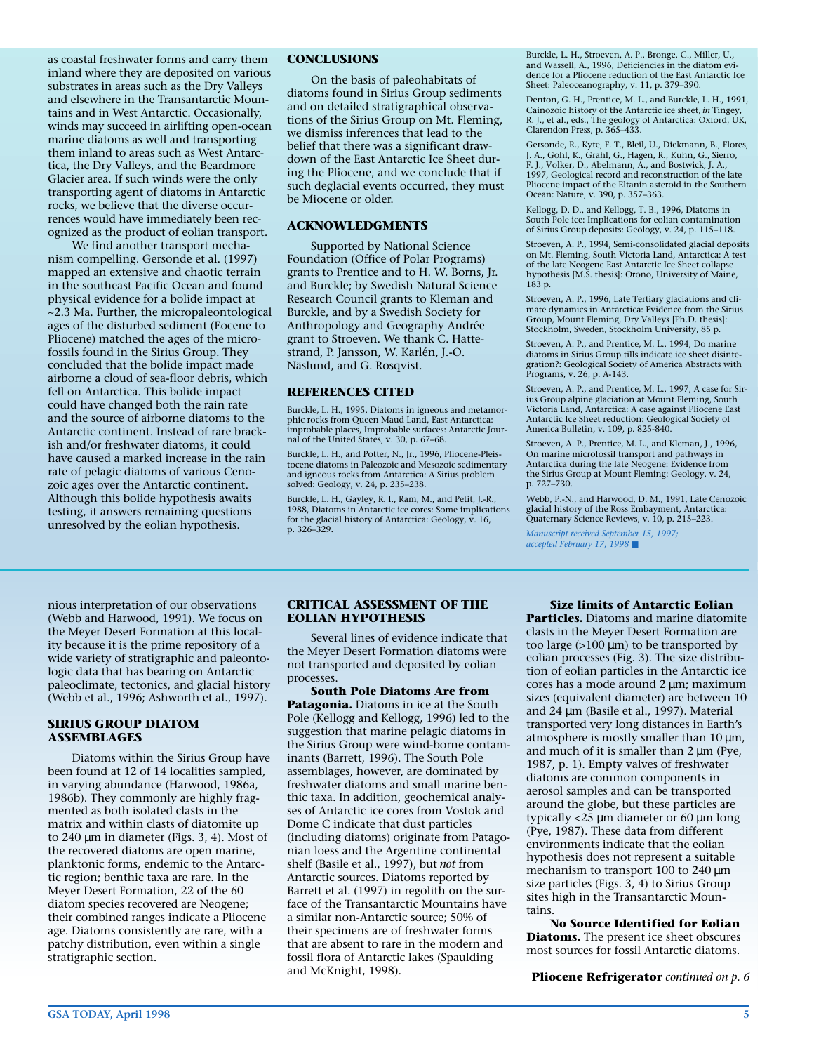as coastal freshwater forms and carry them inland where they are deposited on various substrates in areas such as the Dry Valleys and elsewhere in the Transantarctic Mountains and in West Antarctic. Occasionally, winds may succeed in airlifting open-ocean marine diatoms as well and transporting them inland to areas such as West Antarctica, the Dry Valleys, and the Beardmore Glacier area. If such winds were the only transporting agent of diatoms in Antarctic rocks, we believe that the diverse occurrences would have immediately been recognized as the product of eolian transport.

We find another transport mechanism compelling. Gersonde et al. (1997) mapped an extensive and chaotic terrain in the southeast Pacific Ocean and found physical evidence for a bolide impact at ~2.3 Ma. Further, the micropaleontological ages of the disturbed sediment (Eocene to Pliocene) matched the ages of the microfossils found in the Sirius Group. They concluded that the bolide impact made airborne a cloud of sea-floor debris, which fell on Antarctica. This bolide impact could have changed both the rain rate and the source of airborne diatoms to the Antarctic continent. Instead of rare brackish and/or freshwater diatoms, it could have caused a marked increase in the rain rate of pelagic diatoms of various Cenozoic ages over the Antarctic continent. Although this bolide hypothesis awaits testing, it answers remaining questions unresolved by the eolian hypothesis.

## CONCLUSIONS

On the basis of paleohabitats of diatoms found in Sirius Group sediments and on detailed stratigraphical observations of the Sirius Group on Mt. Fleming, we dismiss inferences that lead to the belief that there was a significant drawdown of the East Antarctic Ice Sheet during the Pliocene, and we conclude that if such deglacial events occurred, they must be Miocene or older.

## ACKNOWLEDGMENTS

Supported by National Science Foundation (Office of Polar Programs) grants to Prentice and to H. W. Borns, Jr. and Burckle; by Swedish Natural Science Research Council grants to Kleman and Burckle, and by a Swedish Society for Anthropology and Geography Andrée grant to Stroeven. We thank C. Hattestrand, P. Jansson, W. Karlén, J.-O. Näslund, and G. Rosqvist.

## REFERENCES CITED

Burckle, L. H., 1995, Diatoms in igneous and metamorphic rocks from Queen Maud Land, East Antarctica: improbable places, Improbable surfaces: Antarctic Journal of the United States, v. 30, p. 67–68.

Burckle, L. H., and Potter, N., Jr., 1996, Pliocene-Pleistocene diatoms in Paleozoic and Mesozoic sedimentary and igneous rocks from Antarctica: A Sirius problem solved: Geology, v. 24, p. 235–238.

Burckle, L. H., Gayley, R. I., Ram, M., and Petit, J.-R., 1988, Diatoms in Antarctic ice cores: Some implications for the glacial history of Antarctica: Geology, v. 16, p. 326–329.

Burckle, L. H., Stroeven, A. P., Bronge, C., Miller, U., and Wassell, A., 1996, Deficiencies in the diatom evidence for a Pliocene reduction of the East Antarctic Ice Sheet: Paleoceanography, v. 11, p. 379–390.

Denton, G. H., Prentice, M. L., and Burckle, L. H., 1991, Cainozoic history of the Antarctic ice sheet, *in* Tingey, R. J., et al., eds., The geology of Antarctica: Oxford, UK, Clarendon Press, p. 365–433.

Gersonde, R., Kyte, F. T., Bleil, U., Diekmann, B., Flores, J. A., Gohl, K., Grahl, G., Hagen, R., Kuhn, G., Sierro, F. J., Volker, D., Abelmann, A., and Bostwick, J. A., 1997, Geological record and reconstruction of the late Pliocene impact of the Eltanin asteroid in the Southern Ocean: Nature, v. 390, p. 357–363.

Kellogg, D. D., and Kellogg, T. B., 1996, Diatoms in South Pole ice: Implications for eolian contamination of Sirius Group deposits: Geology, v. 24, p. 115–118.

Stroeven, A. P., 1994, Semi-consolidated glacial deposits on Mt. Fleming, South Victoria Land, Antarctica: A test of the late Neogene East Antarctic Ice Sheet collapse hypothesis [M.S. thesis]: Orono, University of Maine, 183 p.

Stroeven, A. P., 1996, Late Tertiary glaciations and climate dynamics in Antarctica: Evidence from the Sirius Group, Mount Fleming, Dry Valleys [Ph.D. thesis]: Stockholm, Sweden, Stockholm University, 85 p.

Stroeven, A. P., and Prentice, M. L., 1994, Do marine diatoms in Sirius Group tills indicate ice sheet disintegration?: Geological Society of America Abstracts with Programs, v. 26, p. A-143.

Stroeven, A. P., and Prentice, M. L., 1997, A case for Sirius Group alpine glaciation at Mount Fleming, South Victoria Land, Antarctica: A case against Pliocene East Antarctic Ice Sheet reduction: Geological Society of America Bulletin, v. 109, p. 825-840.

Stroeven, A. P., Prentice, M. L., and Kleman, J., 1996, On marine microfossil transport and pathways in Antarctica during the late Neogene: Evidence from the Sirius Group at Mount Fleming: Geology, v. 24, p. 727–730.

Webb, P.-N., and Harwood, D. M., 1991, Late Cenozoic glacial history of the Ross Embayment, Antarctica: Quaternary Science Reviews, v. 10, p. 215–223.

*Manuscript received September 15, 1997; accepted February 17, 1998* ■

---

nious interpretation of our observations (Webb and Harwood, 1991). We focus on the Meyer Desert Formation at this locality because it is the prime repository of a wide variety of stratigraphic and paleontologic data that has bearing on Antarctic paleoclimate, tectonics, and glacial history (Webb et al., 1996; Ashworth et al., 1997).

## SIRIUS GROUP DIATOM ASSEMBLAGES

Diatoms within the Sirius Group have been found at 12 of 14 localities sampled, in varying abundance (Harwood, 1986a, 1986b). They commonly are highly fragmented as both isolated clasts in the matrix and within clasts of diatomite up to 240 μm in diameter (Figs. 3, 4). Most of the recovered diatoms are open marine, planktonic forms, endemic to the Antarctic region; benthic taxa are rare. In the Meyer Desert Formation, 22 of the 60 diatom species recovered are Neogene; their combined ranges indicate a Pliocene age. Diatoms consistently are rare, with a patchy distribution, even within a single stratigraphic section.

## CRITICAL ASSESSMENT OF THE EOLIAN HYPOTHESIS

Several lines of evidence indicate that the Meyer Desert Formation diatoms were not transported and deposited by eolian processes.

**South Pole Diatoms Are from Patagonia.** Diatoms in ice at the South Pole (Kellogg and Kellogg, 1996) led to the suggestion that marine pelagic diatoms in the Sirius Group were wind-borne contaminants (Barrett, 1996). The South Pole assemblages, however, are dominated by freshwater diatoms and small marine benthic taxa. In addition, geochemical analyses of Antarctic ice cores from Vostok and Dome C indicate that dust particles (including diatoms) originate from Patagonian loess and the Argentine continental shelf (Basile et al., 1997), but *not* from Antarctic sources. Diatoms reported by Barrett et al. (1997) in regolith on the surface of the Transantarctic Mountains have a similar non-Antarctic source; 50% of their specimens are of freshwater forms that are absent to rare in the modern and fossil flora of Antarctic lakes (Spaulding and McKnight, 1998).

**Size limits of Antarctic Eolian Particles.** Diatoms and marine diatomite clasts in the Meyer Desert Formation are too large (>100 μm) to be transported by eolian processes (Fig. 3). The size distribution of eolian particles in the Antarctic ice cores has a mode around 2 μm; maximum sizes (equivalent diameter) are between 10 and 24 μm (Basile et al., 1997). Material transported very long distances in Earth's atmosphere is mostly smaller than 10 μm, and much of it is smaller than 2 μm (Pye, 1987, p. 1). Empty valves of freshwater diatoms are common components in aerosol samples and can be transported around the globe, but these particles are typically <25 μm diameter or 60 μm long (Pye, 1987). These data from different environments indicate that the eolian hypothesis does not represent a suitable mechanism to transport 100 to 240 μm size particles (Figs. 3, 4) to Sirius Group sites high in the Transantarctic Mountains.

**No Source Identified for Eolian Diatoms.** The present ice sheet obscures most sources for fossil Antarctic diatoms.

**Pliocene Refrigerator** *continued on p. 6*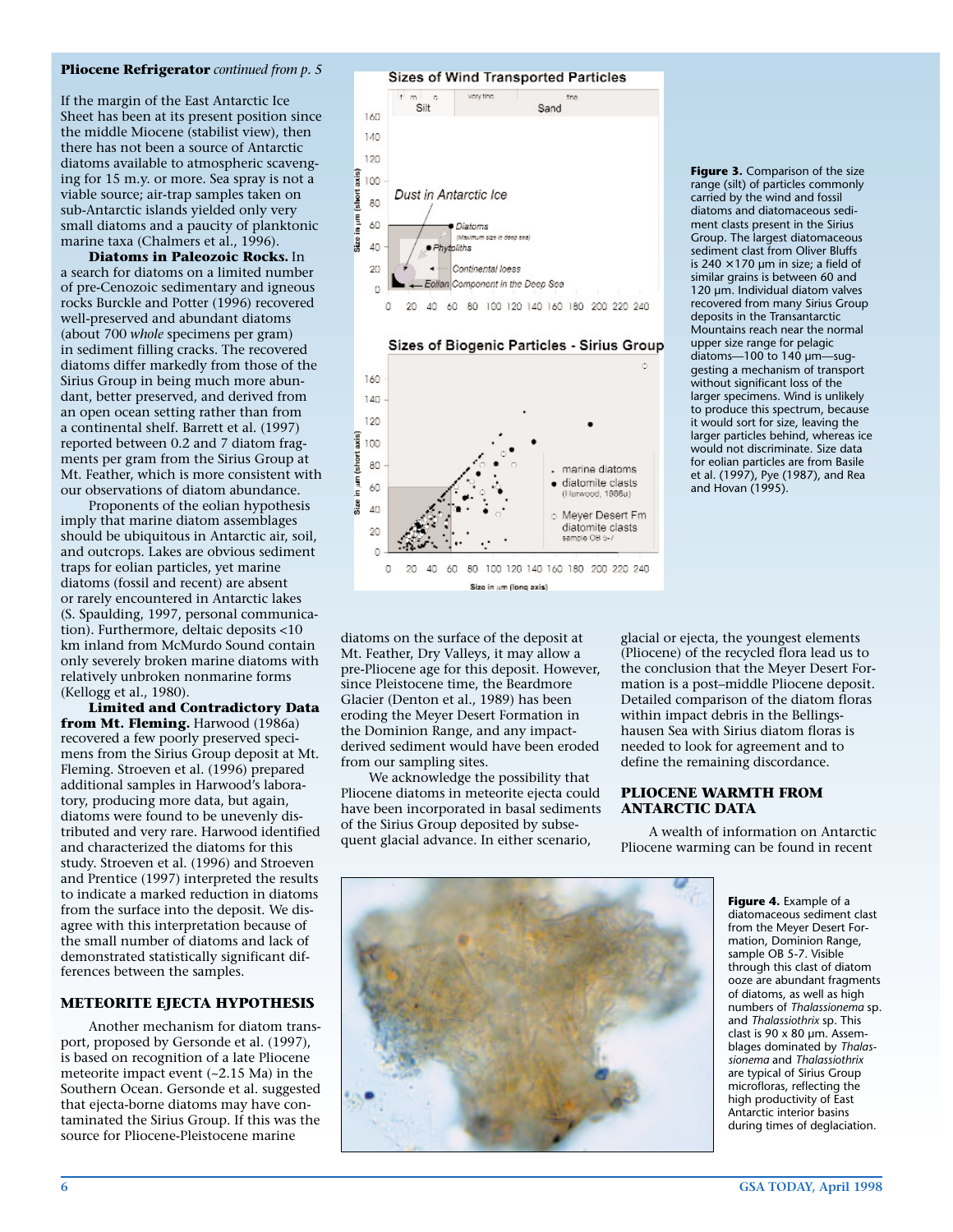**Pliocene Refrigerator** *continued from p. 5*

If the margin of the East Antarctic Ice Sheet has been at its present position since the middle Miocene (stabilist view), then there has not been a source of Antarctic diatoms available to atmospheric scavenging for 15 m.y. or more. Sea spray is not a viable source; air-trap samples taken on sub-Antarctic islands yielded only very small diatoms and a paucity of planktonic marine taxa (Chalmers et al., 1996).

**Diatoms in Paleozoic Rocks.** In a search for diatoms on a limited number of pre-Cenozoic sedimentary and igneous rocks Burckle and Potter (1996) recovered well-preserved and abundant diatoms (about 700 *whole* specimens per gram) in sediment filling cracks. The recovered diatoms differ markedly from those of the Sirius Group in being much more abundant, better preserved, and derived from an open ocean setting rather than from a continental shelf. Barrett et al. (1997) reported between 0.2 and 7 diatom fragments per gram from the Sirius Group at Mt. Feather, which is more consistent with our observations of diatom abundance.

Proponents of the eolian hypothesis imply that marine diatom assemblages should be ubiquitous in Antarctic air, soil, and outcrops. Lakes are obvious sediment traps for eolian particles, yet marine diatoms (fossil and recent) are absent or rarely encountered in Antarctic lakes (S. Spaulding, 1997, personal communication). Furthermore, deltaic deposits <10 km inland from McMurdo Sound contain only severely broken marine diatoms with relatively unbroken nonmarine forms (Kellogg et al., 1980).

**Limited and Contradictory Data from Mt. Fleming.** Harwood (1986a) recovered a few poorly preserved specimens from the Sirius Group deposit at Mt. Fleming. Stroeven et al. (1996) prepared additional samples in Harwood's laboratory, producing more data, but again, diatoms were found to be unevenly distributed and very rare. Harwood identified and characterized the diatoms for this study. Stroeven et al. (1996) and Stroeven and Prentice (1997) interpreted the results to indicate a marked reduction in diatoms from the surface into the deposit. We disagree with this interpretation because of the small number of diatoms and lack of demonstrated statistically significant differences between the samples.

## METEORITE EJECTA HYPOTHESIS

Another mechanism for diatom transport, proposed by Gersonde et al. (1997), is based on recognition of a late Pliocene meteorite impact event (~2.15 Ma) in the Southern Ocean. Gersonde et al. suggested that ejecta-borne diatoms may have contaminated the Sirius Group. If this was the source for Pliocene-Pleistocene marine diatoms on the surface of the deposit at Mt. Feather, Dry Valleys, it may allow a pre-Pliocene age for this deposit. However, since Pleistocene time, the Beardmore Glacier (Denton et al., 1989) has been eroding the Meyer Desert Formation in the Dominion Range, and any impact-derived sediment would have been eroded from our sampling sites.

We acknowledge the possibility that Pliocene diatoms in meteorite ejecta could have been incorporated in basal sediments of the Sirius Group deposited by subsequent glacial advance. In either scenario, glacial or ejecta, the youngest elements (Pliocene) of the recycled flora lead us to the conclusion that the Meyer Desert Formation is a post–middle Pliocene deposit. Detailed comparison of the diatom floras within impact debris in the Bellingshausen Sea with Sirius diatom floras is needed to look for agreement and to define the remaining discordance.

## PLIOCENE WARMTH FROM ANTARCTIC DATA

A wealth of information on Antarctic Pliocene warming can be found in recent

**Figure 3.** Comparison of the size range (silt) of particles commonly carried by the wind and fossil diatoms and diatomaceous sediment clasts present in the Sirius Group. The largest diatomaceous sediment clast from Oliver Bluffs is 240 × 170 μm in size; a field of similar grains is between 60 and 120 μm. Individual diatom valves recovered from many Sirius Group deposits in the Transantarctic Mountains reach near the normal upper size range for pelagic diatoms—100 to 140 μm—suggesting a mechanism of transport without significant loss of the larger specimens. Wind is unlikely to produce this spectrum, because it would sort for size, leaving the larger particles behind, whereas ice would not discriminate. Size data for eolian particles are from Basile et al. (1997), Pye (1987), and Rea and Hovan (1995).

**Figure 4.** Example of a diatomaceous sediment clast from the Meyer Desert Formation, Dominion Range, sample OB 5-7. Visible through this clast of diatom ooze are abundant fragments of diatoms, as well as high numbers of *Thalassionema* sp. and *Thalassiothrix* sp. This clast is 90 x 80 μm. Assemblages dominated by *Thalassionema* and *Thalassiothrix* are typical of Sirius Group microfloras, reflecting the high productivity of East Antarctic interior basins during times of deglaciation.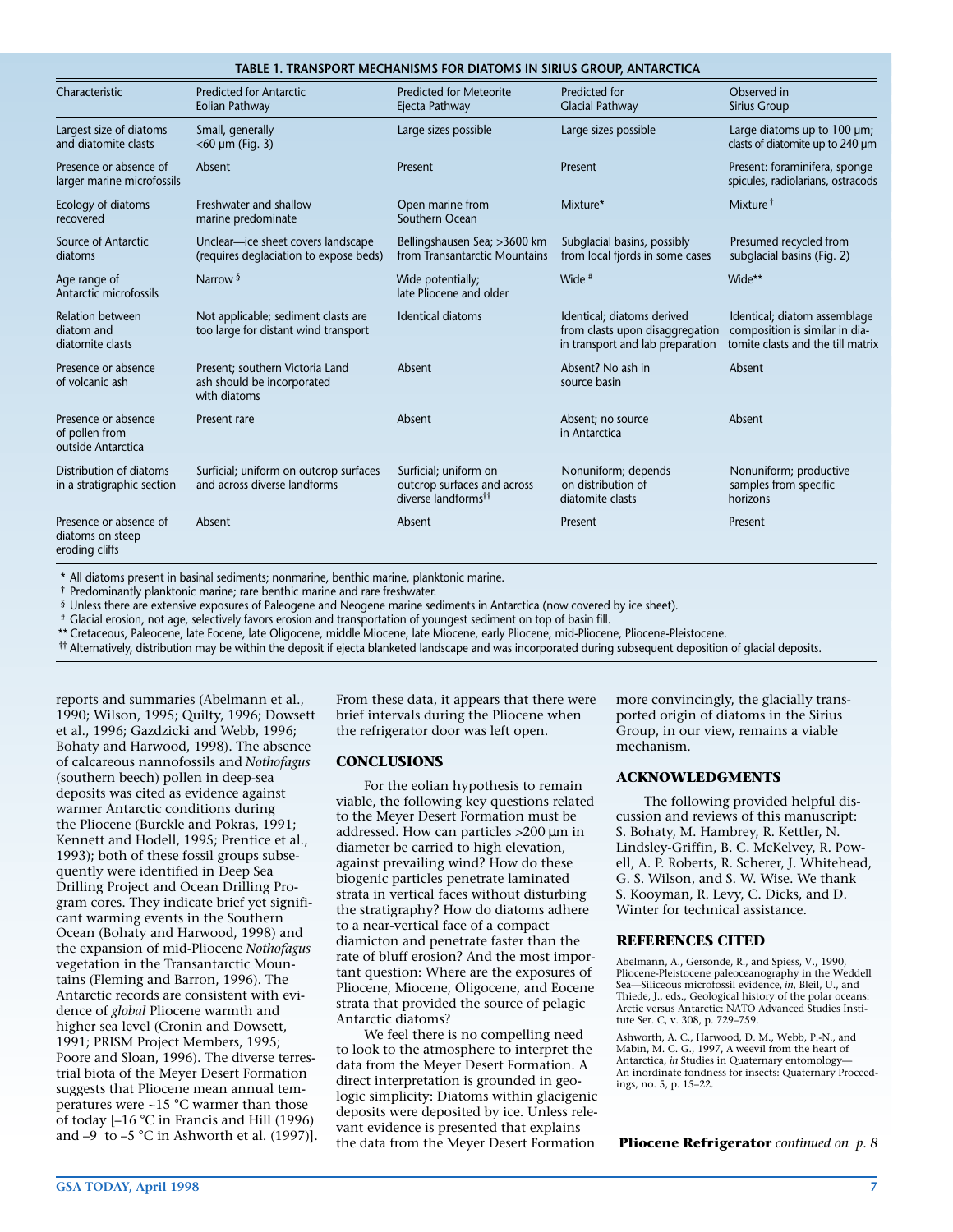**TABLE 1. TRANSPORT MECHANISMS FOR DIATOMS IN SIRIUS GROUP, ANTARCTICA**

| Characteristic | Predicted for Antarctic Eolian Pathway | Predicted for Meteorite Ejecta Pathway | Predicted for Glacial Pathway | Observed in Sirius Group |
|---|---|---|---|---|
| Largest size of diatoms and diatomite clasts | Small, generally <60 μm (Fig. 3) | Large sizes possible | Large sizes possible | Large diatoms up to 100 μm; clasts of diatomite up to 240 μm |
| Presence or absence of larger marine microfossils | Absent | Present | Present | Present: foraminifera, sponge spicules, radiolarians, ostracods |
| Ecology of diatoms recovered | Freshwater and shallow marine predominate | Open marine from Southern Ocean | Mixture* | Mixture† |
| Source of Antarctic diatoms | Unclear—ice sheet covers landscape (requires deglaciation to expose beds) | Bellingshausen Sea; >3600 km from Transantarctic Mountains | Subglacial basins, possibly from local fjords in some cases | Presumed recycled from subglacial basins (Fig. 2) |
| Age range of Antarctic microfossils | Narrow§ | Wide potentially; late Pliocene and older | Wide# | Wide** |
| Relation between diatom and diatomite clasts | Not applicable; sediment clasts are too large for distant wind transport | Identical diatoms | Identical; diatoms derived from clasts upon disaggregation in transport and lab preparation | Identical; diatom assemblage composition is similar in diatomite clasts and the till matrix |
| Presence or absence of volcanic ash | Present; southern Victoria Land ash should be incorporated with diatoms | Absent | Absent? No ash in source basin | Absent |
| Presence or absence of pollen from outside Antarctica | Present rare | Absent | Absent; no source in Antarctica | Absent |
| Distribution of diatoms in a stratigraphic section | Surficial; uniform on outcrop surfaces and across diverse landforms | Surficial; uniform on outcrop surfaces and across diverse landforms†† | Nonuniform; depends on distribution of diatomite clasts | Nonuniform; productive samples from specific horizons |
| Presence or absence of diatoms on steep eroding cliffs | Absent | Absent | Present | Present |

\* All diatoms present in basinal sediments; nonmarine, benthic marine, planktonic marine.
† Predominantly planktonic marine; rare benthic marine and rare freshwater.
§ Unless there are extensive exposures of Paleogene and Neogene marine sediments in Antarctica (now covered by ice sheet).
\# Glacial erosion, not age, selectively favors erosion and transportation of youngest sediment on top of basin fill.
\*\* Cretaceous, Paleocene, late Eocene, late Oligocene, middle Miocene, late Miocene, early Pliocene, mid-Pliocene, Pliocene-Pleistocene.
†† Alternatively, distribution may be within the deposit if ejecta blanketed landscape and was incorporated during subsequent deposition of glacial deposits.

reports and summaries (Abelmann et al., 1990; Wilson, 1995; Quilty, 1996; Dowsett et al., 1996; Gazdzicki and Webb, 1996; Bohaty and Harwood, 1998). The absence of calcareous nannofossils and *Nothofagus* (southern beech) pollen in deep-sea deposits was cited as evidence against warmer Antarctic conditions during the Pliocene (Burckle and Pokras, 1991; Kennett and Hodell, 1995; Prentice et al., 1993); both of these fossil groups subsequently were identified in Deep Sea Drilling Project and Ocean Drilling Program cores. They indicate brief yet significant warming events in the Southern Ocean (Bohaty and Harwood, 1998) and the expansion of mid-Pliocene *Nothofagus* vegetation in the Transantarctic Mountains (Fleming and Barron, 1996). The Antarctic records are consistent with evidence of *global* Pliocene warmth and higher sea level (Cronin and Dowsett, 1991; PRISM Project Members, 1995; Poore and Sloan, 1996). The diverse terrestrial biota of the Meyer Desert Formation suggests that Pliocene mean annual temperatures were ~15 °C warmer than those of today [–16 °C in Francis and Hill (1996) and –9 to –5 °C in Ashworth et al. (1997)]. From these data, it appears that there were brief intervals during the Pliocene when the refrigerator door was left open.

## CONCLUSIONS

For the eolian hypothesis to remain viable, the following key questions related to the Meyer Desert Formation must be addressed. How can particles >200 μm in diameter be carried to high elevation, against prevailing wind? How do these biogenic particles penetrate laminated strata in vertical faces without disturbing the stratigraphy? How do diatoms adhere to a near-vertical face of a compact diamicton and penetrate faster than the rate of bluff erosion? And the most important question: Where are the exposures of Pliocene, Miocene, Oligocene, and Eocene strata that provided the source of pelagic Antarctic diatoms?

We feel there is no compelling need to look to the atmosphere to interpret the data from the Meyer Desert Formation. A direct interpretation is grounded in geologic simplicity: Diatoms within glacigenic deposits were deposited by ice. Unless relevant evidence is presented that explains the data from the Meyer Desert Formation more convincingly, the glacially transported origin of diatoms in the Sirius Group, in our view, remains a viable mechanism.

## ACKNOWLEDGMENTS

The following provided helpful discussion and reviews of this manuscript: S. Bohaty, M. Hambrey, R. Kettler, N. Lindsley-Griffin, B. C. McKelvey, R. Powell, A. P. Roberts, R. Scherer, J. Whitehead, G. S. Wilson, and S. W. Wise. We thank S. Kooyman, R. Levy, C. Dicks, and D. Winter for technical assistance.

## REFERENCES CITED

Abelmann, A., Gersonde, R., and Spiess, V., 1990, Pliocene-Pleistocene paleoceanography in the Weddell Sea—Siliceous microfossil evidence, *in*, Bleil, U., and Thiede, J., eds., Geological history of the polar oceans: Arctic versus Antarctic: NATO Advanced Studies Institute Ser. C, v. 308, p. 729–759.

Ashworth, A. C., Harwood, D. M., Webb, P.-N., and Mabin, M. C. G., 1997, A weevil from the heart of Antarctica, *in* Studies in Quaternary entomology—An inordinate fondness for insects: Quaternary Proceedings, no. 5, p. 15–22.

**Pliocene Refrigerator** *continued on p. 8*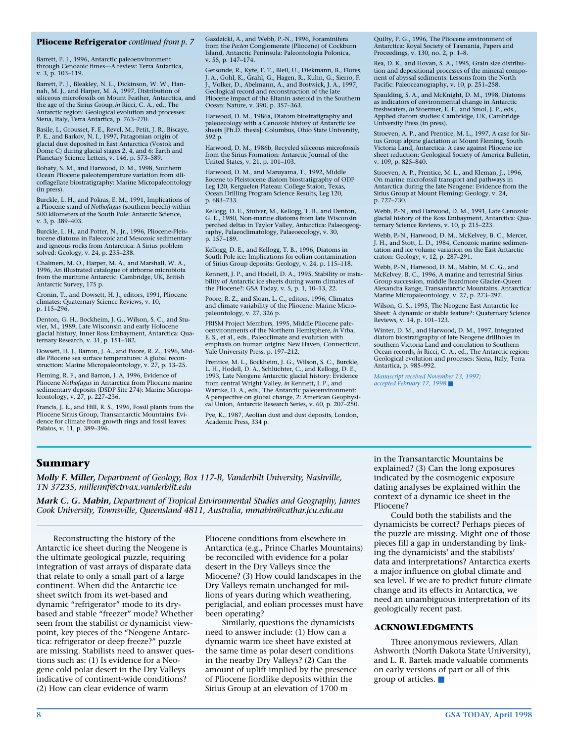**Pliocene Refrigerator** *continued from p. 7*

Barrett, P. J., 1996, Antarctic paleoenvironment through Cenozoic times—A review: Terra Antartica, v. 3, p. 103–119.

Barrett, P. J., Bleakley, N. L., Dickinson, W. W., Hannah, M. J., and Harper, M. A, 1997, Distribution of siliceous microfossils on Mount Feather, Antarctica, and the age of the Sirius Group, *in* Ricci, C. A., ed., The Antarctic region: Geological evolution and processes: Siena, Italy, Terra Antartica, p. 763–770.

Basile, I., Grousset, F. E., Revel, M., Petit, J. R., Biscaye, P. E., and Barkov, N. I., 1997, Patagonian origin of glacial dust deposited in East Antarctica (Vostok and Dome C) during glacial stages 2, 4, and 6: Earth and Planetary Science Letters, v. 146, p. 573–589.

Bohaty, S. M., and Harwood, D. M., 1998, Southern Ocean Pliocene paleotemperature variation from silicoflagellate biostratigraphy: Marine Micropaleontology (in press).

Burckle, L. H., and Pokras, E. M., 1991, Implications of a Pliocene stand of *Nothofagus* (southern beech) within 500 kilometers of the South Pole: Antarctic Science, v. 3, p. 389–403.

Burckle, L. H., and Potter, N., Jr., 1996, Pliocene-Pleistocene diatoms in Paleozoic and Mesozoic sedimentary and igneous rocks from Antarctica: A Sirius problem solved: Geology, v. 24, p. 235–238.

Chalmers, M. O., Harper, M. A., and Marshall, W. A., 1996, An illustrated catalogue of airborne microbiota from the maritime Antarctic: Cambridge, UK, British Antarctic Survey, 175 p.

Cronin, T., and Dowsett, H. J., editors, 1991, Pliocene climates: Quaternary Science Reviews, v. 10, p. 115–296.

Denton, G. H., Bockheim, J. G., Wilson, S. C., and Stuvier, M., 1989, Late Wisconsin and early Holocene glacial history, Inner Ross Embayment, Antarctica: Quaternary Research, v. 31, p. 151–182.

Dowsett, H. J., Barron, J. A., and Poore, R. Z., 1996, Middle Pliocene sea surface temperatures: A global reconstruction: Marine Micropaleontology, v. 27, p. 13–25.

Fleming, R. F., and Barron, J. A, 1996, Evidence of Pliocene *Nothofagus* in Antarctica from Pliocene marine sedimentary deposits (DSDP Site 274): Marine Micropaleontology, v. 27, p. 227–236.

Francis, J. E., and Hill, R. S., 1996, Fossil plants from the Pliocene Sirius Group, Transantarctic Mountains: Evidence for climate from growth rings and fossil leaves: Palaios, v. 11, p. 389–396.

Gazdzicki, A., and Webb, P.-N., 1996, Foraminifera from the *Pecten* Conglomerate (Pliocene) of Cockburn Island, Antarctic Peninsula: Paleontologia Polonica, v. 55, p. 147–174.

Gersonde, R., Kyte, F. T., Bleil, U., Diekmann, B., Flores, J. A., Gohl, K., Grahl, G., Hagen, R., Kuhn, G., Sierro, F. J., Volker, D., Abelmann, A., and Bostwick, J. A., 1997, Geological record and reconstruction of the late Pliocene impact of the Eltanin asteroid in the Southern Ocean: Nature, v. 390, p. 357–363.

Harwood, D. M., 1986a, Diatom biostratigraphy and paleoecology with a Cenozoic history of Antarctic ice sheets [Ph.D. thesis]: Columbus, Ohio State University, 592 p.

Harwood, D. M., 1986b, Recycled siliceous microfossils from the Sirius Formation: Antarctic Journal of the United States, v. 21, p. 101–103.

Harwood, D. M., and Maruyama, T., 1992, Middle Eocene to Pleistocene diatom biostratigraphy of ODP Leg 120, Kerguelen Plateau: College Staion, Texas, Ocean Drilling Program Science Results, Leg 120, p. 683–733.

Kellogg, D. E., Stuiver, M., Kellogg, T. B., and Denton, G. E., 1980, Non-marine diatoms from late Wisconsin perched deltas in Taylor Valley, Antarctica: Palaeogeography, Palaeoclimatology, Palaeoecology, v. 30, p. 157–189.

Kellogg, D. E., and Kellogg, T. B., 1996, Diatoms in South Pole ice: Implications for eolian contamination of Sirius Group deposits: Geology, v. 24, p. 115–118.

Kennett, J. P., and Hodell, D. A., 1995, Stability or instability of Antarctic ice sheets during warm climates of the Pliocene?: GSA Today, v. 5, p. 1, 10–13, 22.

Poore, R. Z., and Sloan, L. C., editors, 1996, Climates and climate variability of the Pliocene: Marine Micropaleontology, v. 27, 326 p.

PRISM Project Members, 1995, Middle Pliocene paleoenvironments of the Northern Hemisphere, *in* Vrba, E. S., et al., eds., Paleoclimate and evolution with emphasis on human origins: New Haven, Connecticut, Yale University Press, p. 197–212.

Prentice, M. L., Bockheim, J. G., Wilson, S. C., Burckle, L. H., Hodell, D. A., Schlüchter, C., and Kellogg, D. E., 1993, Late Neogene Antarctic glacial history: Evidence from central Wright Valley, *in* Kennett, J. P., and Warnke, D. A., eds., The Antarctic paleoenvironment: A perspective on global change, 2: American Geophysical Union, Antarctic Research Series, v. 60, p. 207–250.

Pye, K., 1987, Aeolian dust and dust deposits, London, Academic Press, 334 p.

Quilty, P. G., 1996, The Pliocene environment of Antarctica: Royal Society of Tasmania, Papers and Proceedings, v. 130, no. 2, p. 1–8.

Rea, D. K., and Hovan, S. A., 1995, Grain size distribution and depositional processes of the mineral component of abyssal sediments: Lessons from the North Pacific: Paleoceanography, v. 10, p. 251–258.

Spaulding, S. A., and McKnight, D. M., 1998, Diatoms as indicators of environmental change in Antarctic freshwaters, *in* Stoermer, E. F., and Smol, J. P., eds., Applied diatom studies: Cambridge, UK, Cambridge University Press (in press).

Stroeven, A. P., and Prentice, M. L., 1997, A case for Sirius Group alpine glaciation at Mount Fleming, South Victoria Land, Antarctica: A case against Pliocene ice sheet reduction: Geological Society of America Bulletin, v. 109, p. 825–840.

Stroeven, A. P., Prentice, M. L., and Kleman, J., 1996, On marine microfossil transport and pathways in Antarctica during the late Neogene: Evidence from the Sirius Group at Mount Fleming: Geology, v. 24, p. 727–730.

Webb, P.-N., and Harwood, D. M., 1991, Late Cenozoic glacial history of the Ross Embayment, Antarctica: Quaternary Science Reviews, v. 10, p. 215–223.

Webb, P.-N., Harwood, D. M., McKelvey, B. C., Mercer, J. H., and Stott, L. D., 1984, Cenozoic marine sedimentation and ice volume variation on the East Antarctic craton: Geology, v. 12, p. 287–291.

Webb, P.-N., Harwood, D. M., Mabin, M. C. G., and McKelvey, B. C., 1996, A marine and terrestrial Sirius Group succession, middle Beardmore Glacier–Queen Alexandra Range, Transantarctic Mountains, Antarctica: Marine Micropaleontology, v. 27, p. 273–297.

Wilson, G. S., 1995, The Neogene East Antarctic Ice Sheet: A dynamic or stable feature?: Quaternary Science Reviews, v. 14, p. 101–123.

Winter, D. M., and Harwood, D. M., 1997, Integrated diatom biostratigraphy of late Neogene drillholes in southern Victoria Land and correlation to Southern Ocean records, *in* Ricci, C. A., ed., The Antarctic region: Geological evolution and processes: Siena, Italy, Terra Antartica, p. 985–992.

*Manuscript received November 13, 1997; accepted February 17, 1998*

## Summary

***Molly F. Miller,*** *Department of Geology, Box 117-B, Vanderbilt University, Nashville, TN 37235, millermf@ctrvax.vanderbilt.edu*

***Mark C. G. Mabin,*** *Department of Tropical Environmental Studies and Geography, James Cook University, Townsville, Queensland 4811, Australia, mmabin@cathar.jcu.edu.au*

Reconstructing the history of the Antarctic ice sheet during the Neogene is the ultimate geological puzzle, requiring integration of vast arrays of disparate data that relate to only a small part of a large continent. When did the Antarctic ice sheet switch from its wet-based and dynamic "refrigerator" mode to its dry-based and stable "freezer" mode? Whether seen from the stabilist or dynamicist viewpoint, key pieces of the "Neogene Antarctica: refrigerator or deep freeze?" puzzle are missing. Stabilists need to answer questions such as: (1) Is evidence for a Neogene cold polar desert in the Dry Valleys indicative of continent-wide conditions? (2) How can clear evidence of warm Pliocene conditions from elsewhere in Antarctica (e.g., Prince Charles Mountains) be reconciled with evidence for a polar desert in the Dry Valleys since the Miocene? (3) How could landscapes in the Dry Valleys remain unchanged for millions of years during which weathering, periglacial, and eolian processes must have been operating?

Similarly, questions the dynamicists need to answer include: (1) How can a dynamic warm ice sheet have existed at the same time as polar desert conditions in the nearby Dry Valleys? (2) Can the amount of uplift implied by the presence of Pliocene fiordlike deposits within the Sirius Group at an elevation of 1700 m in the Transantarctic Mountains be explained? (3) Can the long exposures indicated by the cosmogenic exposure dating analyses be explained within the context of a dynamic ice sheet in the Pliocene?

Could both the stabilists and the dynamicists be correct? Perhaps pieces of the puzzle are missing. Might one of those pieces fill a gap in understanding by linking the dynamicists' and the stabilists' data and interpretations? Antarctica exerts a major influence on global climate and sea level. If we are to predict future climate change and its effects in Antarctica, we need an unambiguous interpretation of its geologically recent past.

### ACKNOWLEDGMENTS

Three anonymous reviewers, Allan Ashworth (North Dakota State University), and L. R. Bartek made valuable comments on early versions of part or all of this group of articles.